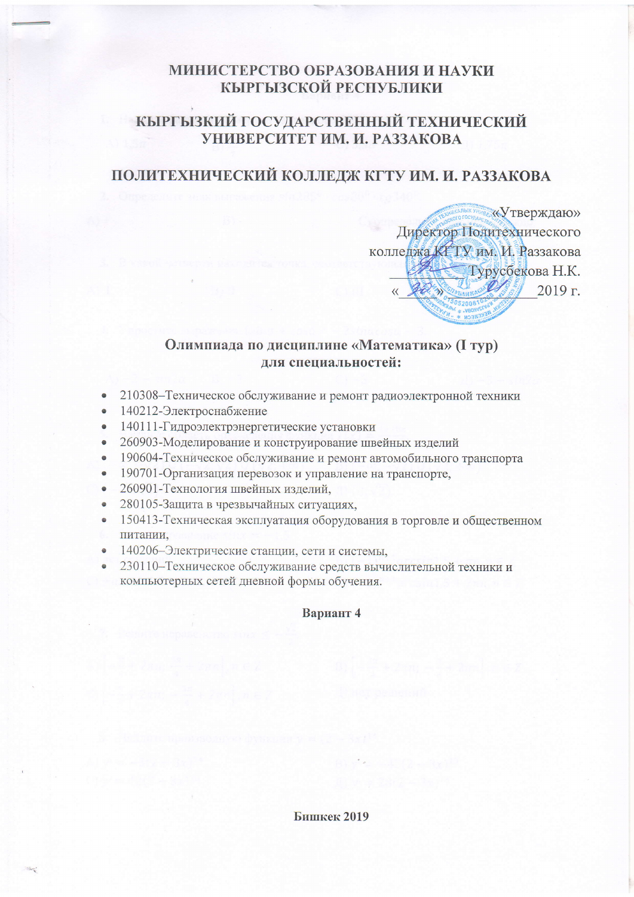# МИНИСТЕРСТВО ОБРАЗОВАНИЯ И НАУКИ КЫРГЫЗСКОЙ РЕСПУБЛИКИ

# КЫРГЫЗКИЙ ГОСУДАРСТВЕННЫЙ ТЕХНИЧЕСКИЙ УНИВЕРСИТЕТ ИМ. И. РАЗЗАКОВА

# ПОЛИТЕХНИЧЕСКИЙ КОЛЛЕДЖ КГТУ ИМ. И. РАЗЗАКОВА

«Утверждаю»
Директор Политехнического колледжа КГТУ им. И. Раззакова
\_\_\_\_\_\_\_\_\_\_ Турусбекова Н.К.
«\_\_\_\_» \_\_\_\_\_\_\_\_\_\_ 2019 г.

## Олимпиада по дисциплине «Математика» (I тур) для специальностей:

- 210308–Техническое обслуживание и ремонт радиоэлектронной техники
- 140212-Электроснабжение
- 140111-Гидроэлектрэнергетические установки
- 260903-Моделирование и конструирование швейных изделий
- 190604-Техническое обслуживание и ремонт автомобильного транспорта
- 190701-Организация перевозок и управление на транспорте,
- 260901-Технология швейных изделий,
- 280105-Защита в чрезвычайных ситуациях,
- 150413-Техническая эксплуатация оборудования в торговле и общественном питании,
- 140206–Электрические станции, сети и системы,
- 230110–Техническое обслуживание средств вычислительной техники и компьютерных сетей дневной формы обучения.

### Вариант 4

Бишкек 2019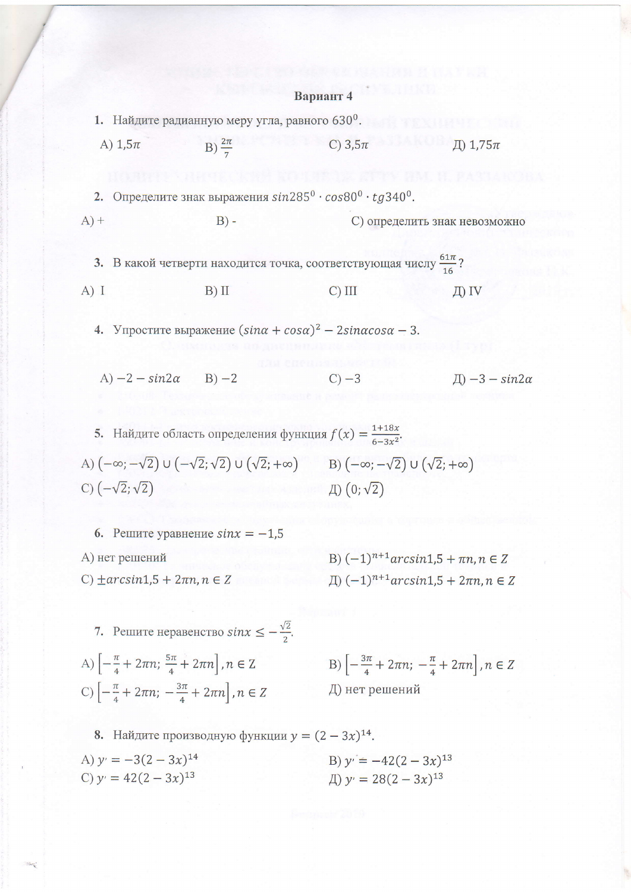**Вариант 4**

1. Найдите радианную меру угла, равного $630^0$.

А) $1{,}5\pi$ В) $\frac{2\pi}{7}$ С) $3{,}5\pi$ Д) $1{,}75\pi$

2. Определите знак выражения $sin285^0 \cdot cos80^0 \cdot tg340^0$.

А) + В) - С) определить знак невозможно

3. В какой четверти находится точка, соответствующая числу $\frac{61\pi}{16}$?

А) I В) II С) III Д) IV

4. Упростите выражение $(sin\alpha + cos\alpha)^2 - 2sin\alpha cos\alpha - 3$.

А) $-2 - sin2\alpha$ В) $-2$ С) $-3$ Д) $-3 - sin2\alpha$

5. Найдите область определения функция $f(x) = \frac{1+18x}{6-3x^2}$.

А) $(-\infty; -\sqrt{2}) \cup (-\sqrt{2}; \sqrt{2}) \cup (\sqrt{2}; +\infty)$ В) $(-\infty; -\sqrt{2}) \cup (\sqrt{2}; +\infty)$

С) $(-\sqrt{2}; \sqrt{2})$ Д) $(0; \sqrt{2})$

6. Решите уравнение $sinx = -1{,}5$

А) нет решений В) $(-1)^{n+1}arcsin1{,}5 + \pi n, n \in Z$

С) $\pm arcsin1{,}5 + 2\pi n, n \in Z$ Д) $(-1)^{n+1}arcsin1{,}5 + 2\pi n, n \in Z$

7. Решите неравенство $sinx \le -\frac{\sqrt{2}}{2}$.

А) $\left[-\frac{\pi}{4} + 2\pi n; \frac{5\pi}{4} + 2\pi n\right], n \in Z$ В) $\left[-\frac{3\pi}{4} + 2\pi n; -\frac{\pi}{4} + 2\pi n\right], n \in Z$

С) $\left[-\frac{\pi}{4} + 2\pi n; -\frac{3\pi}{4} + 2\pi n\right], n \in Z$ Д) нет решений

8. Найдите производную функции $y = (2 - 3x)^{14}$.

А) $y' = -3(2 - 3x)^{14}$ В) $y' = -42(2 - 3x)^{13}$

С) $y' = 42(2 - 3x)^{13}$ Д) $y' = 28(2 - 3x)^{13}$